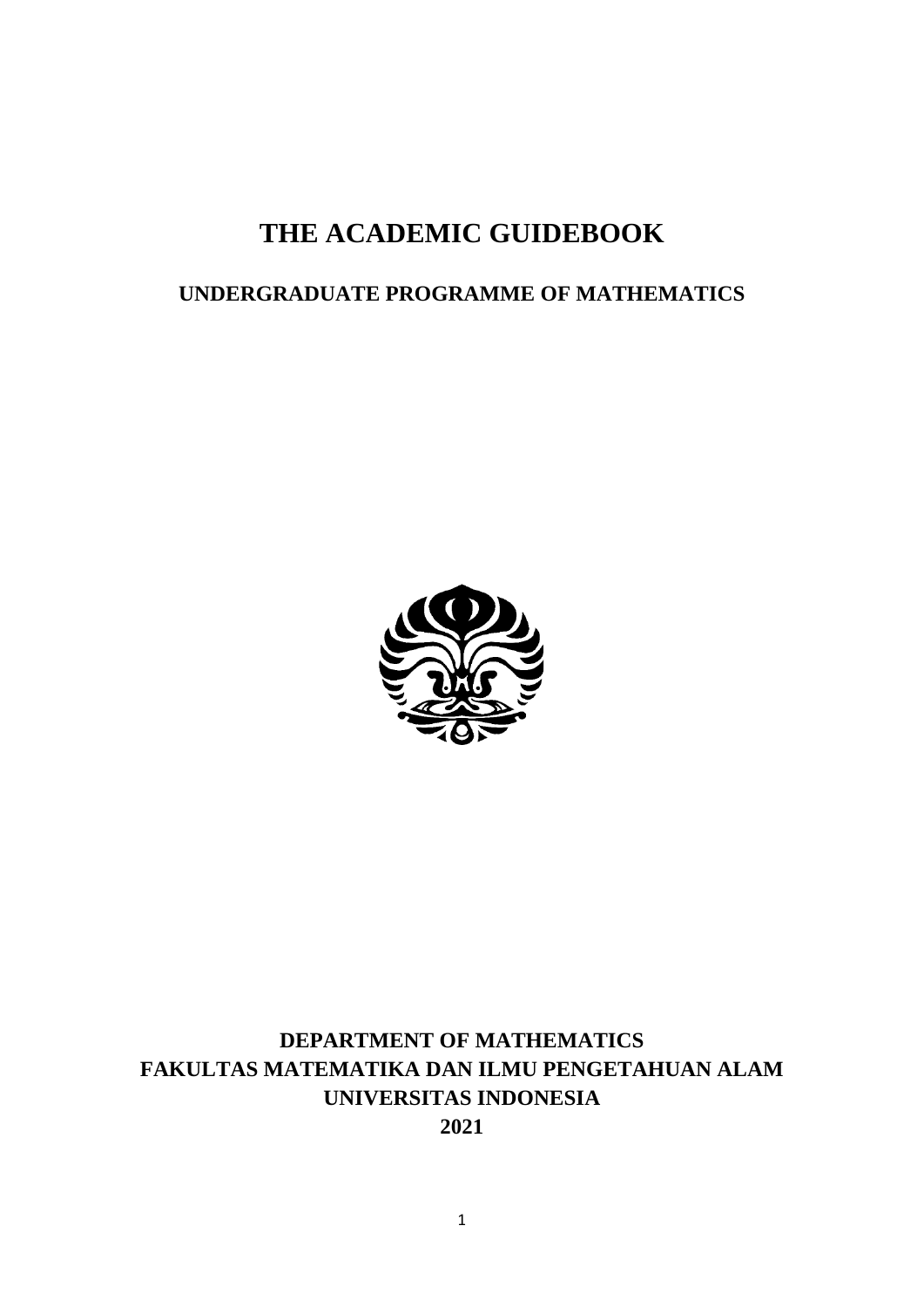# THE ACADEMIC GUIDEBOOK

## UNDERGRADUATE PROGRAMME OF MATHEMATICS

**DEPARTMENT OF MATHEMATICS**
**FAKULTAS MATEMATIKA DAN ILMU PENGETAHUAN ALAM**
**UNIVERSITAS INDONESIA**
**2021**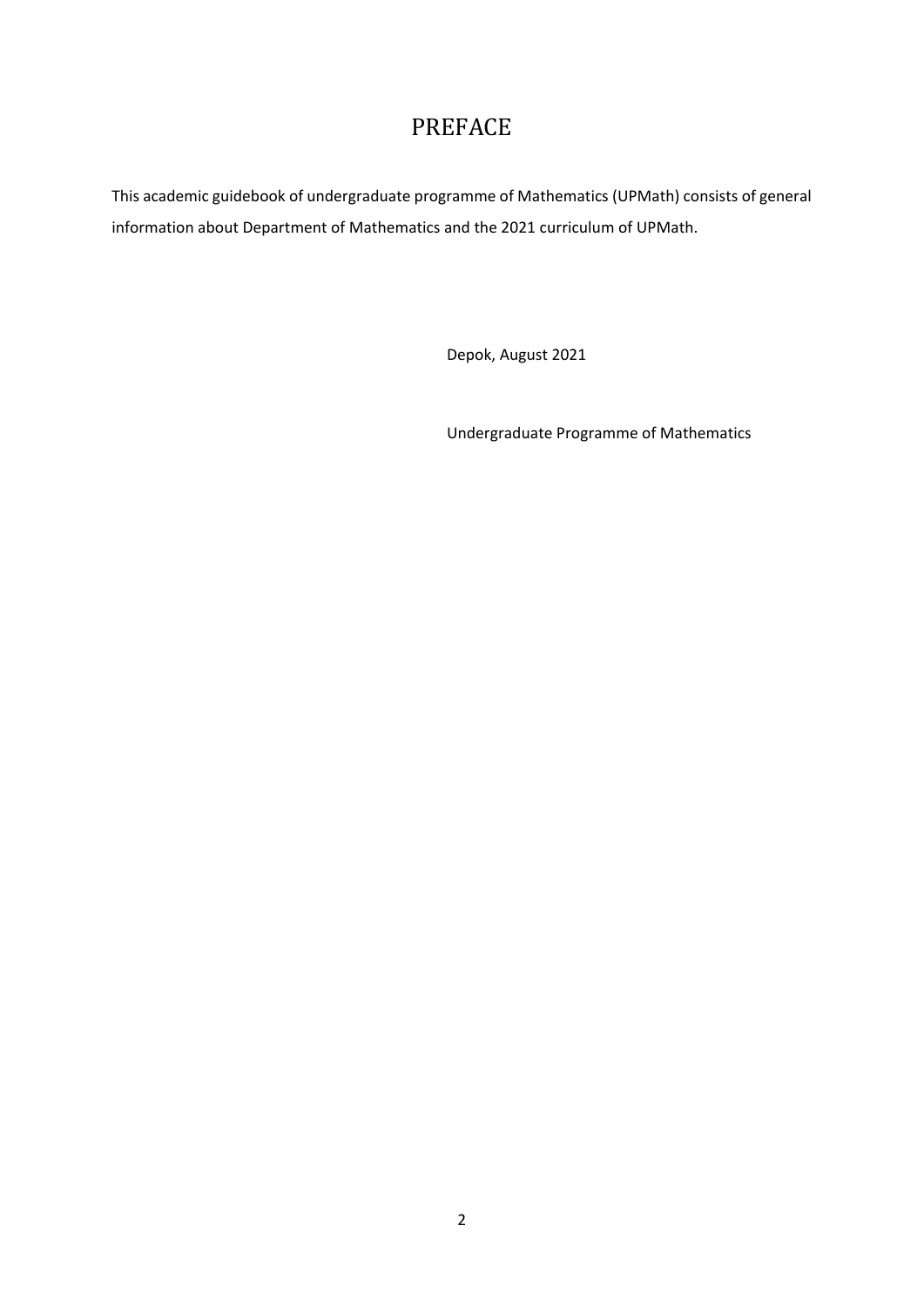# PREFACE

This academic guidebook of undergraduate programme of Mathematics (UPMath) consists of general information about Department of Mathematics and the 2021 curriculum of UPMath.

Depok, August 2021

Undergraduate Programme of Mathematics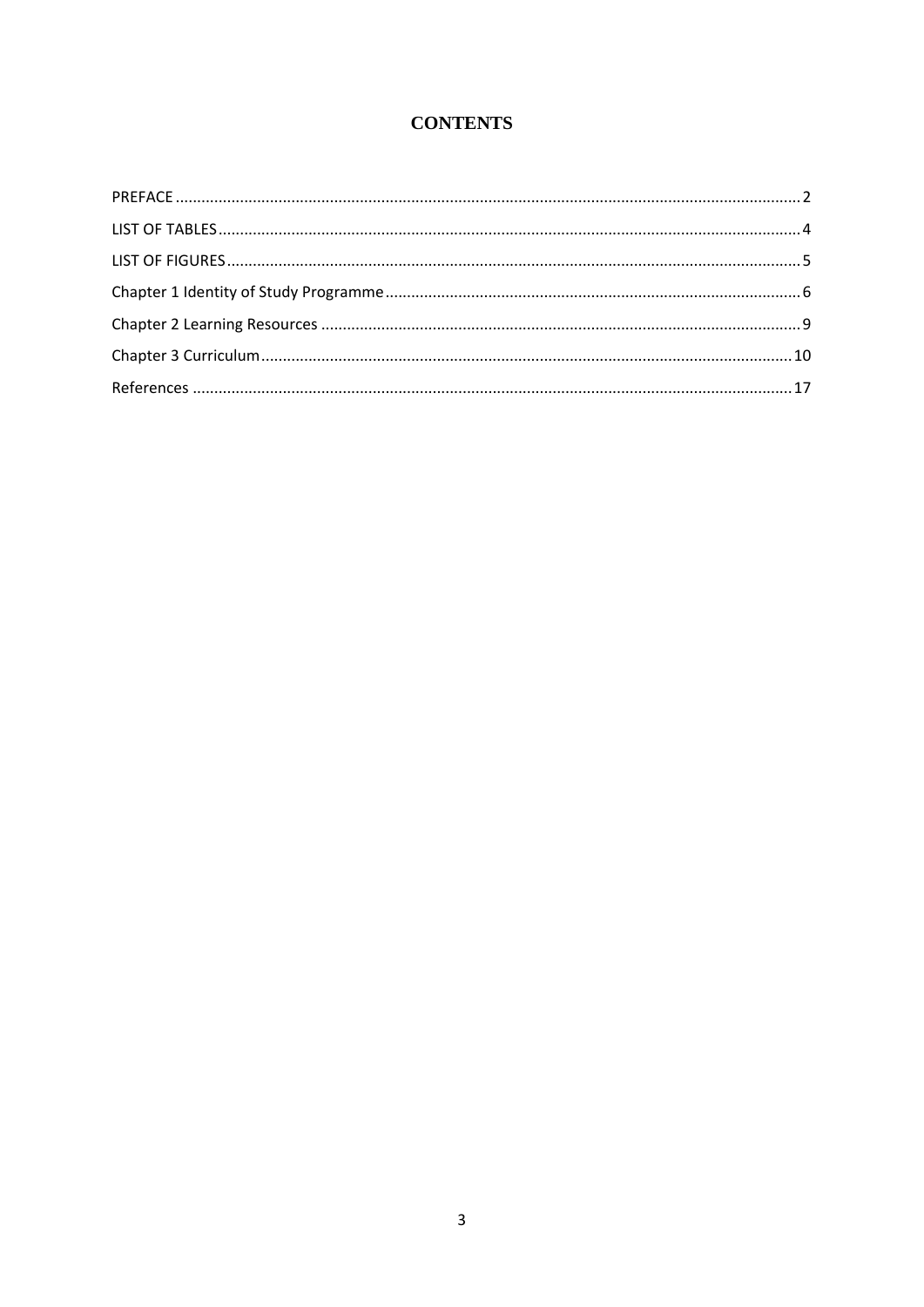# CONTENTS

PREFACE ........................................................................................................................................ 2

LIST OF TABLES ............................................................................................................................. 4

LIST OF FIGURES ........................................................................................................................... 5

Chapter 1 Identity of Study Programme ........................................................................................ 6

Chapter 2 Learning Resources ...................................................................................................... 9

Chapter 3 Curriculum ................................................................................................................. 10

References ................................................................................................................................. 17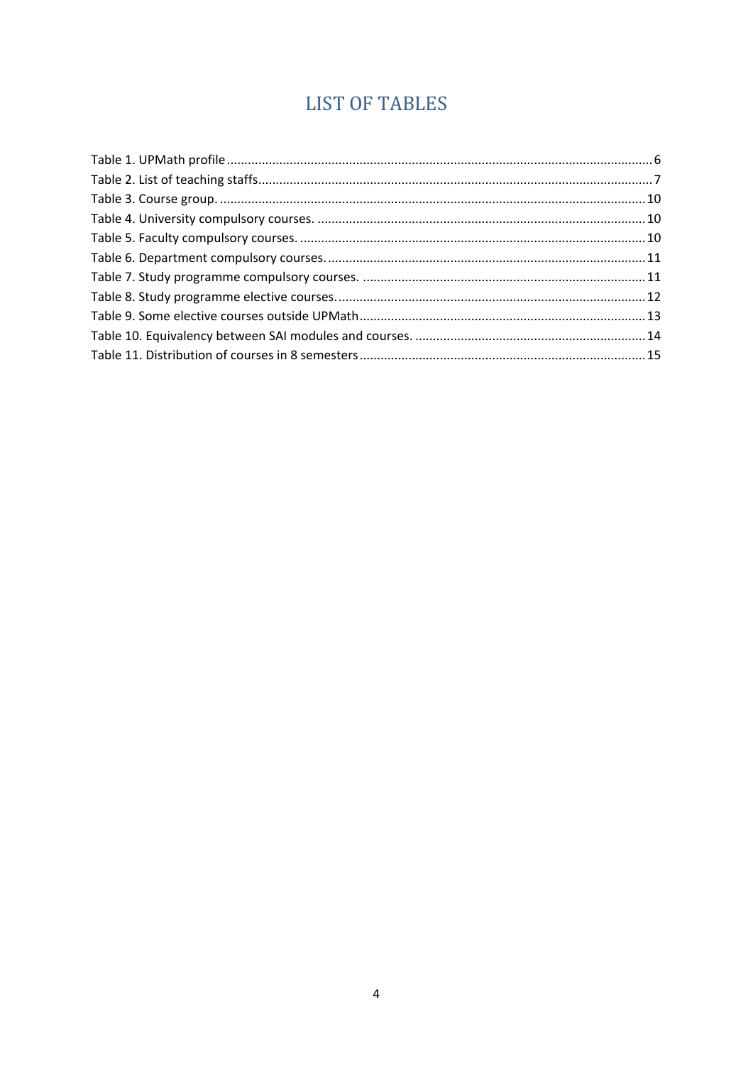# LIST OF TABLES

Table 1. UPMath profile ........................................................................................................................ 6
Table 2. List of teaching staffs................................................................................................................ 7
Table 3. Course group. ......................................................................................................................... 10
Table 4. University compulsory courses. ............................................................................................. 10
Table 5. Faculty compulsory courses. .................................................................................................. 10
Table 6. Department compulsory courses. .......................................................................................... 11
Table 7. Study programme compulsory courses. ................................................................................. 11
Table 8. Study programme elective courses. ........................................................................................ 12
Table 9. Some elective courses outside UPMath .................................................................................. 13
Table 10. Equivalency between SAI modules and courses. .................................................................. 14
Table 11. Distribution of courses in 8 semesters .................................................................................. 15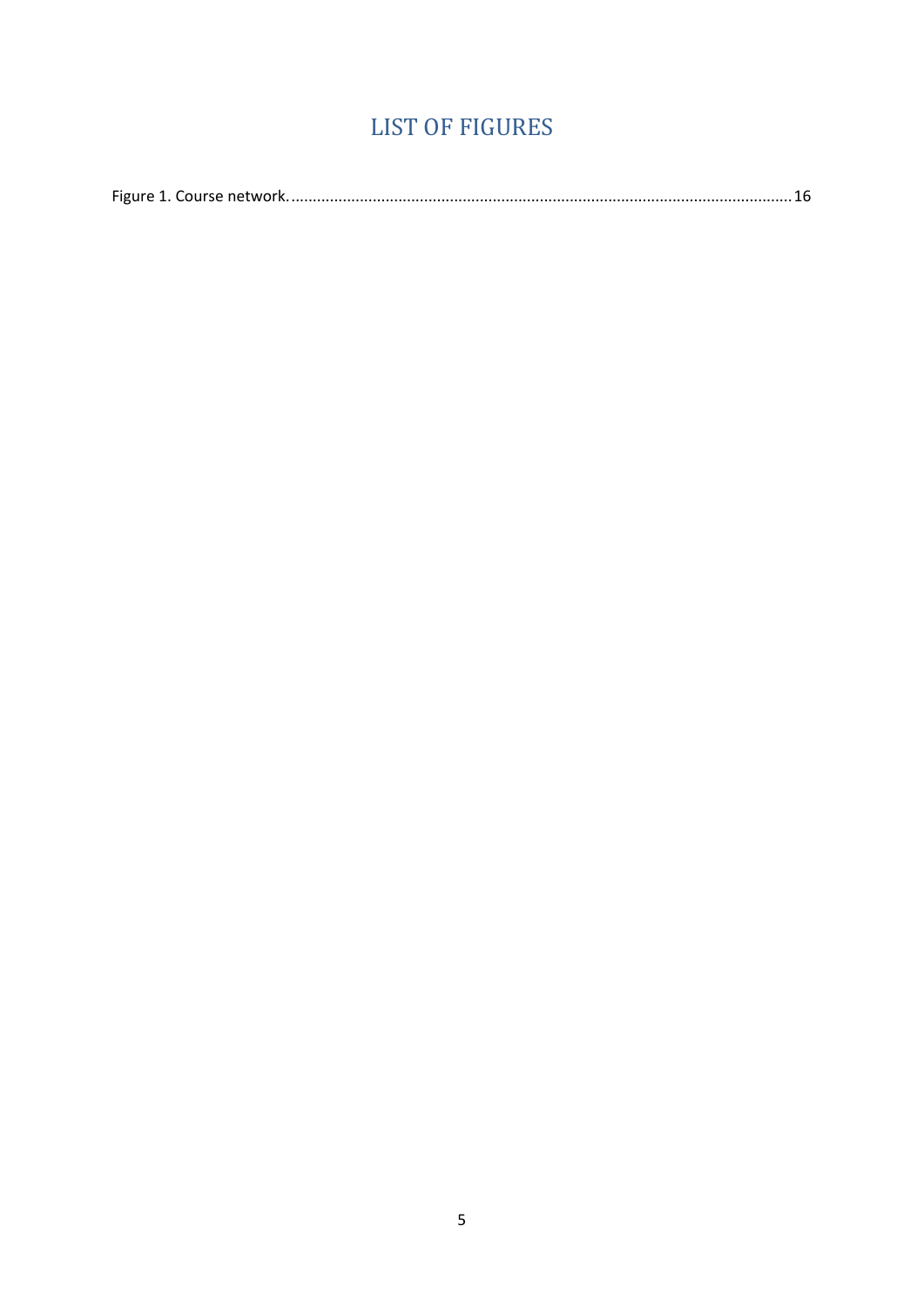# LIST OF FIGURES

Figure 1. Course network. .................................................................................................................. 16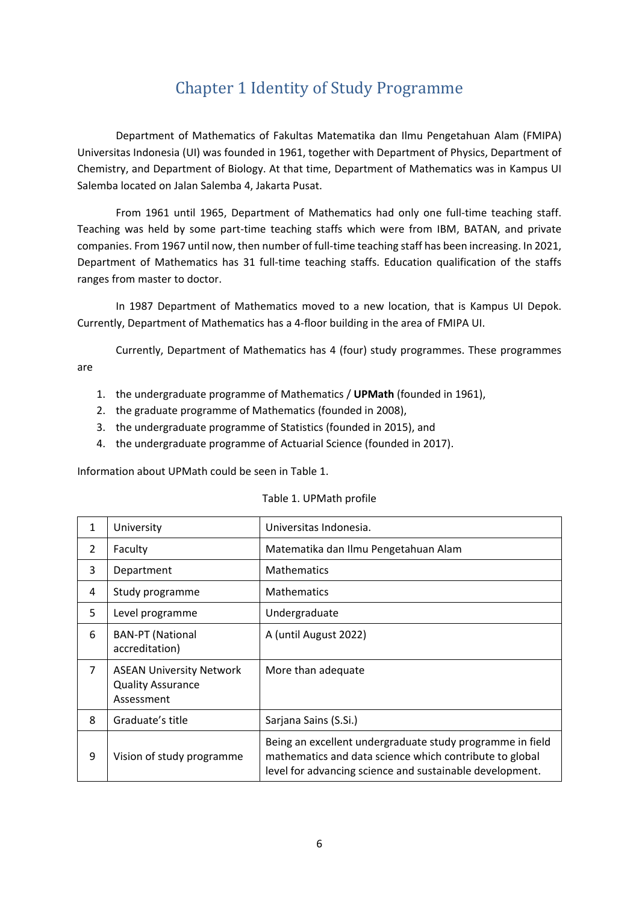# Chapter 1 Identity of Study Programme

Department of Mathematics of Fakultas Matematika dan Ilmu Pengetahuan Alam (FMIPA) Universitas Indonesia (UI) was founded in 1961, together with Department of Physics, Department of Chemistry, and Department of Biology. At that time, Department of Mathematics was in Kampus UI Salemba located on Jalan Salemba 4, Jakarta Pusat.

From 1961 until 1965, Department of Mathematics had only one full-time teaching staff. Teaching was held by some part-time teaching staffs which were from IBM, BATAN, and private companies. From 1967 until now, then number of full-time teaching staff has been increasing. In 2021, Department of Mathematics has 31 full-time teaching staffs. Education qualification of the staffs ranges from master to doctor.

In 1987 Department of Mathematics moved to a new location, that is Kampus UI Depok. Currently, Department of Mathematics has a 4-floor building in the area of FMIPA UI.

Currently, Department of Mathematics has 4 (four) study programmes. These programmes are

1. the undergraduate programme of Mathematics / **UPMath** (founded in 1961),
2. the graduate programme of Mathematics (founded in 2008),
3. the undergraduate programme of Statistics (founded in 2015), and
4. the undergraduate programme of Actuarial Science (founded in 2017).

Information about UPMath could be seen in Table 1.

Table 1. UPMath profile

| | | |
|---|---|---|
| 1 | University | Universitas Indonesia. |
| 2 | Faculty | Matematika dan Ilmu Pengetahuan Alam |
| 3 | Department | Mathematics |
| 4 | Study programme | Mathematics |
| 5 | Level programme | Undergraduate |
| 6 | BAN-PT (National accreditation) | A (until August 2022) |
| 7 | ASEAN University Network Quality Assurance Assessment | More than adequate |
| 8 | Graduate's title | Sarjana Sains (S.Si.) |
| 9 | Vision of study programme | Being an excellent undergraduate study programme in field mathematics and data science which contribute to global level for advancing science and sustainable development. |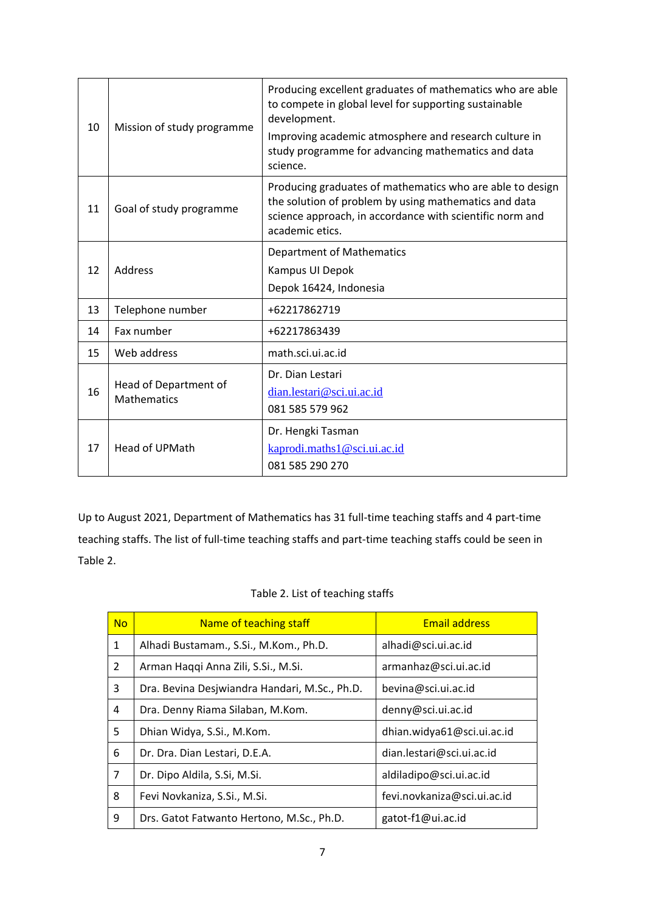| | | |
|---|---|---|
| 10 | Mission of study programme | Producing excellent graduates of mathematics who are able to compete in global level for supporting sustainable development.<br>Improving academic atmosphere and research culture in study programme for advancing mathematics and data science. |
| 11 | Goal of study programme | Producing graduates of mathematics who are able to design the solution of problem by using mathematics and data science approach, in accordance with scientific norm and academic etics. |
| 12 | Address | Department of Mathematics<br>Kampus UI Depok<br>Depok 16424, Indonesia |
| 13 | Telephone number | +62217862719 |
| 14 | Fax number | +62217863439 |
| 15 | Web address | math.sci.ui.ac.id |
| 16 | Head of Department of Mathematics | Dr. Dian Lestari<br>dian.lestari@sci.ui.ac.id<br>081 585 579 962 |
| 17 | Head of UPMath | Dr. Hengki Tasman<br>kaprodi.maths1@sci.ui.ac.id<br>081 585 290 270 |

Up to August 2021, Department of Mathematics has 31 full-time teaching staffs and 4 part-time teaching staffs. The list of full-time teaching staffs and part-time teaching staffs could be seen in Table 2.

Table 2. List of teaching staffs

| No | Name of teaching staff | Email address |
|---|---|---|
| 1 | Alhadi Bustamam., S.Si., M.Kom., Ph.D. | alhadi@sci.ui.ac.id |
| 2 | Arman Haqqi Anna Zili, S.Si., M.Si. | armanhaz@sci.ui.ac.id |
| 3 | Dra. Bevina Desjwiandra Handari, M.Sc., Ph.D. | bevina@sci.ui.ac.id |
| 4 | Dra. Denny Riama Silaban, M.Kom. | denny@sci.ui.ac.id |
| 5 | Dhian Widya, S.Si., M.Kom. | dhian.widya61@sci.ui.ac.id |
| 6 | Dr. Dra. Dian Lestari, D.E.A. | dian.lestari@sci.ui.ac.id |
| 7 | Dr. Dipo Aldila, S.Si, M.Si. | aldiladipo@sci.ui.ac.id |
| 8 | Fevi Novkaniza, S.Si., M.Si. | fevi.novkaniza@sci.ui.ac.id |
| 9 | Drs. Gatot Fatwanto Hertono, M.Sc., Ph.D. | gatot-f1@ui.ac.id |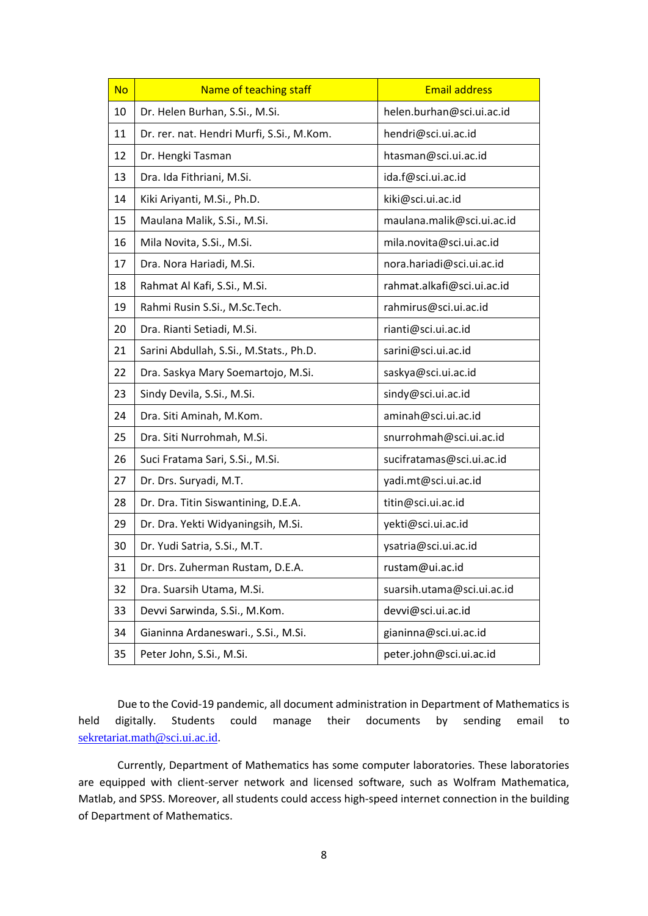| No | Name of teaching staff | Email address |
|---|---|---|
| 10 | Dr. Helen Burhan, S.Si., M.Si. | helen.burhan@sci.ui.ac.id |
| 11 | Dr. rer. nat. Hendri Murfi, S.Si., M.Kom. | hendri@sci.ui.ac.id |
| 12 | Dr. Hengki Tasman | htasman@sci.ui.ac.id |
| 13 | Dra. Ida Fithriani, M.Si. | ida.f@sci.ui.ac.id |
| 14 | Kiki Ariyanti, M.Si., Ph.D. | kiki@sci.ui.ac.id |
| 15 | Maulana Malik, S.Si., M.Si. | maulana.malik@sci.ui.ac.id |
| 16 | Mila Novita, S.Si., M.Si. | mila.novita@sci.ui.ac.id |
| 17 | Dra. Nora Hariadi, M.Si. | nora.hariadi@sci.ui.ac.id |
| 18 | Rahmat Al Kafi, S.Si., M.Si. | rahmat.alkafi@sci.ui.ac.id |
| 19 | Rahmi Rusin S.Si., M.Sc.Tech. | rahmirus@sci.ui.ac.id |
| 20 | Dra. Rianti Setiadi, M.Si. | rianti@sci.ui.ac.id |
| 21 | Sarini Abdullah, S.Si., M.Stats., Ph.D. | sarini@sci.ui.ac.id |
| 22 | Dra. Saskya Mary Soemartojo, M.Si. | saskya@sci.ui.ac.id |
| 23 | Sindy Devila, S.Si., M.Si. | sindy@sci.ui.ac.id |
| 24 | Dra. Siti Aminah, M.Kom. | aminah@sci.ui.ac.id |
| 25 | Dra. Siti Nurrohmah, M.Si. | snurrohmah@sci.ui.ac.id |
| 26 | Suci Fratama Sari, S.Si., M.Si. | sucifratamas@sci.ui.ac.id |
| 27 | Dr. Drs. Suryadi, M.T. | yadi.mt@sci.ui.ac.id |
| 28 | Dr. Dra. Titin Siswantining, D.E.A. | titin@sci.ui.ac.id |
| 29 | Dr. Dra. Yekti Widyaningsih, M.Si. | yekti@sci.ui.ac.id |
| 30 | Dr. Yudi Satria, S.Si., M.T. | ysatria@sci.ui.ac.id |
| 31 | Dr. Drs. Zuherman Rustam, D.E.A. | rustam@ui.ac.id |
| 32 | Dra. Suarsih Utama, M.Si. | suarsih.utama@sci.ui.ac.id |
| 33 | Devvi Sarwinda, S.Si., M.Kom. | devvi@sci.ui.ac.id |
| 34 | Gianinna Ardaneswari., S.Si., M.Si. | gianinna@sci.ui.ac.id |
| 35 | Peter John, S.Si., M.Si. | peter.john@sci.ui.ac.id |

Due to the Covid-19 pandemic, all document administration in Department of Mathematics is held digitally. Students could manage their documents by sending email to sekretariat.math@sci.ui.ac.id.

Currently, Department of Mathematics has some computer laboratories. These laboratories are equipped with client-server network and licensed software, such as Wolfram Mathematica, Matlab, and SPSS. Moreover, all students could access high-speed internet connection in the building of Department of Mathematics.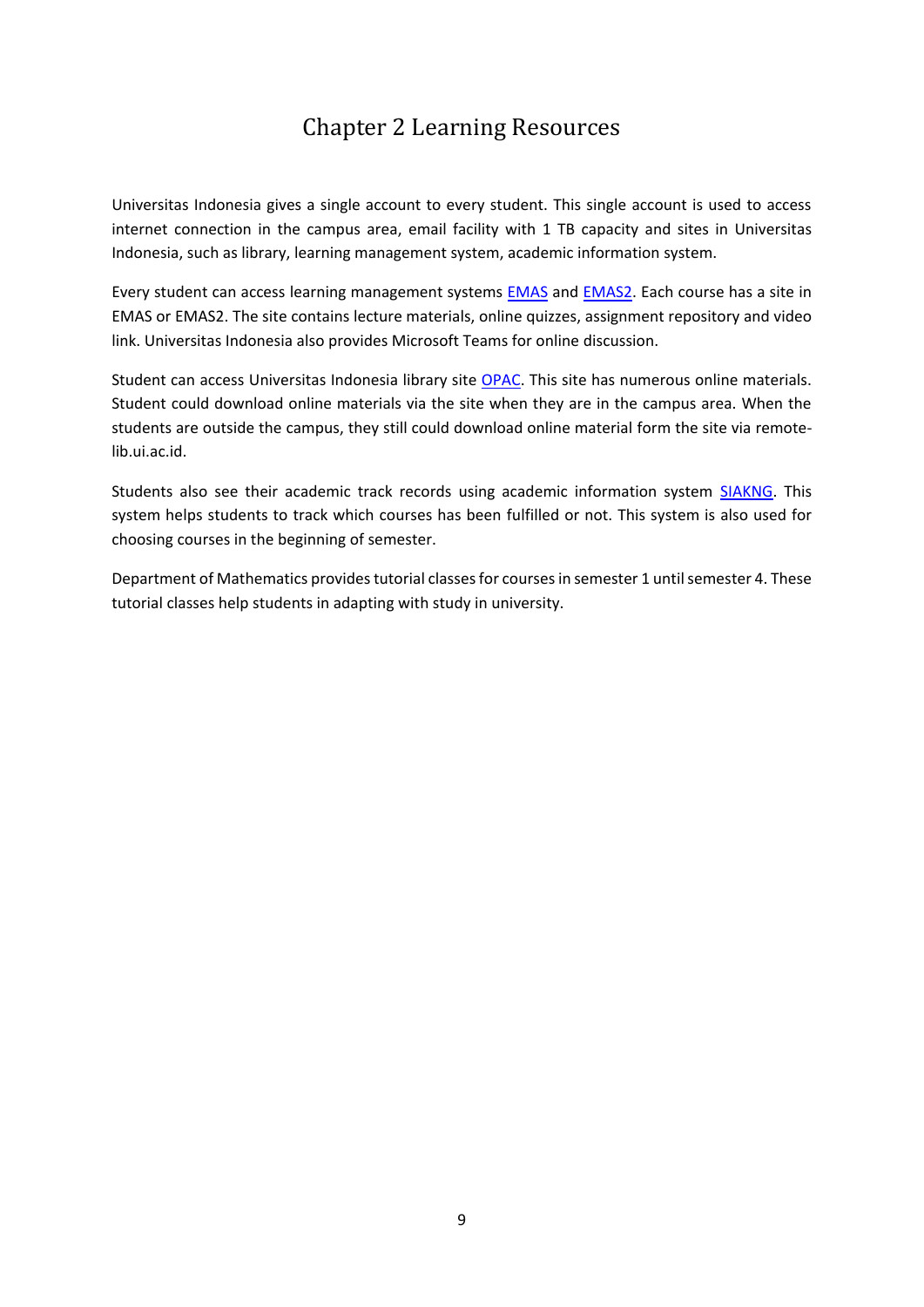# Chapter 2 Learning Resources

Universitas Indonesia gives a single account to every student. This single account is used to access internet connection in the campus area, email facility with 1 TB capacity and sites in Universitas Indonesia, such as library, learning management system, academic information system.

Every student can access learning management systems EMAS and EMAS2. Each course has a site in EMAS or EMAS2. The site contains lecture materials, online quizzes, assignment repository and video link. Universitas Indonesia also provides Microsoft Teams for online discussion.

Student can access Universitas Indonesia library site OPAC. This site has numerous online materials. Student could download online materials via the site when they are in the campus area. When the students are outside the campus, they still could download online material form the site via remote-lib.ui.ac.id.

Students also see their academic track records using academic information system SIAKNG. This system helps students to track which courses has been fulfilled or not. This system is also used for choosing courses in the beginning of semester.

Department of Mathematics provides tutorial classes for courses in semester 1 until semester 4. These tutorial classes help students in adapting with study in university.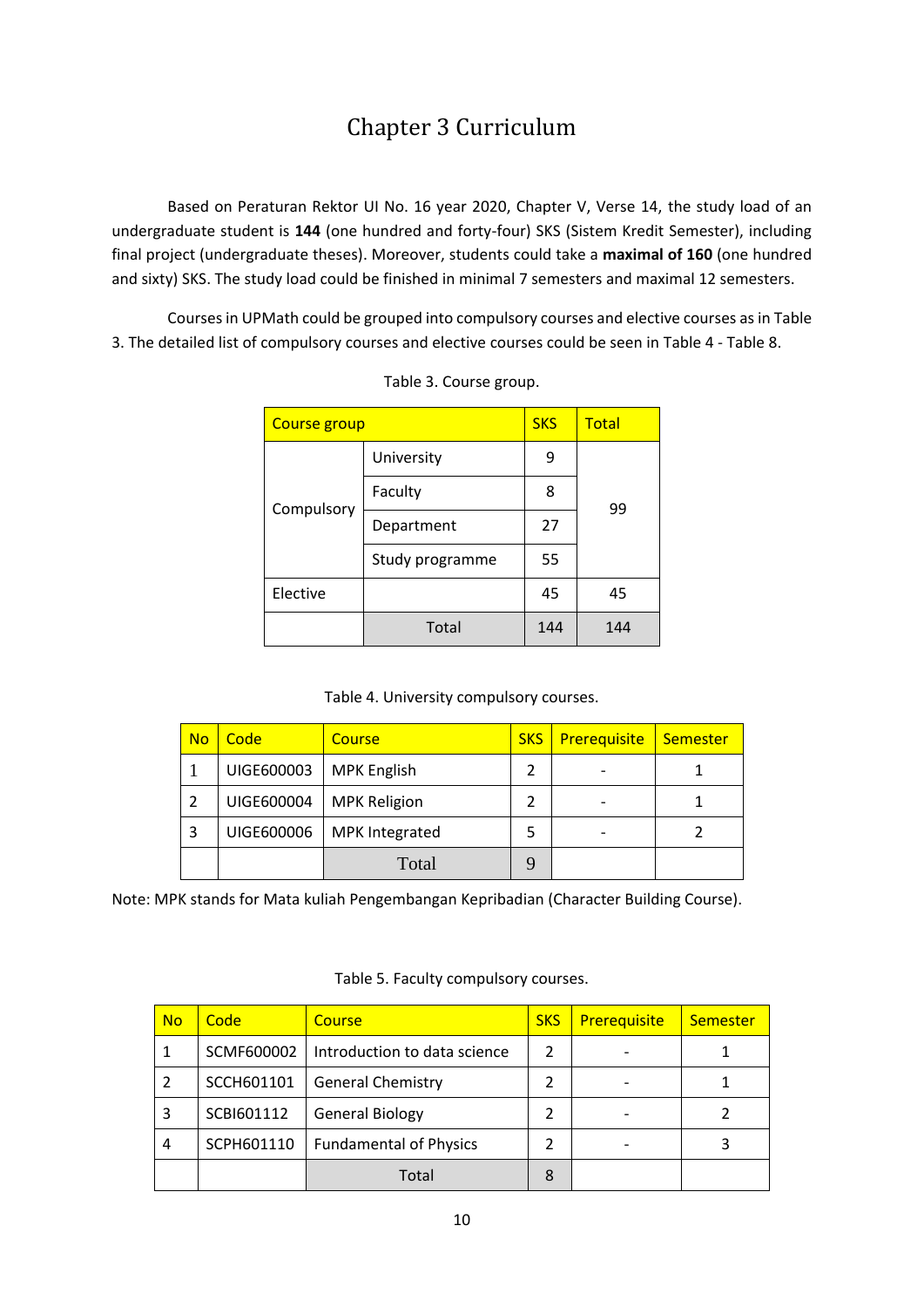# Chapter 3 Curriculum

Based on Peraturan Rektor UI No. 16 year 2020, Chapter V, Verse 14, the study load of an undergraduate student is **144** (one hundred and forty-four) SKS (Sistem Kredit Semester), including final project (undergraduate theses). Moreover, students could take a **maximal of 160** (one hundred and sixty) SKS. The study load could be finished in minimal 7 semesters and maximal 12 semesters.

Courses in UPMath could be grouped into compulsory courses and elective courses as in Table 3. The detailed list of compulsory courses and elective courses could be seen in Table 4 - Table 8.

Table 3. Course group.

| Course group | | SKS | Total |
|---|---|---|---|
| Compulsory | University | 9 | 99 |
| | Faculty | 8 | |
| | Department | 27 | |
| | Study programme | 55 | |
| Elective | | 45 | 45 |
| | Total | 144 | 144 |

Table 4. University compulsory courses.

| No | Code | Course | SKS | Prerequisite | Semester |
|---|---|---|---|---|---|
| 1 | UIGE600003 | MPK English | 2 | - | 1 |
| 2 | UIGE600004 | MPK Religion | 2 | - | 1 |
| 3 | UIGE600006 | MPK Integrated | 5 | - | 2 |
| | | Total | 9 | | |

Note: MPK stands for Mata kuliah Pengembangan Kepribadian (Character Building Course).

Table 5. Faculty compulsory courses.

| No | Code | Course | SKS | Prerequisite | Semester |
|---|---|---|---|---|---|
| 1 | SCMF600002 | Introduction to data science | 2 | - | 1 |
| 2 | SCCH601101 | General Chemistry | 2 | - | 1 |
| 3 | SCBI601112 | General Biology | 2 | - | 2 |
| 4 | SCPH601110 | Fundamental of Physics | 2 | - | 3 |
| | | Total | 8 | | |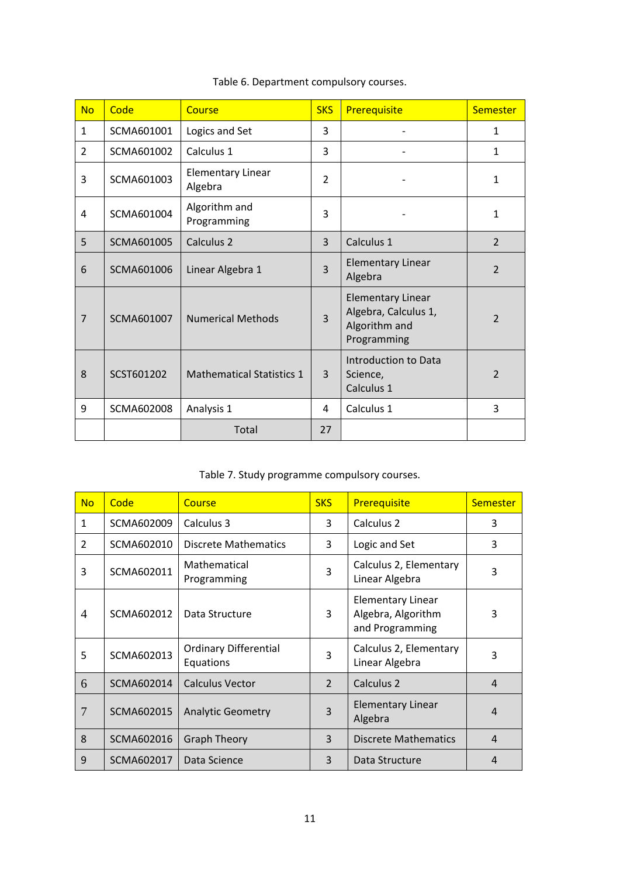Table 6. Department compulsory courses.

| No | Code | Course | SKS | Prerequisite | Semester |
|---|---|---|---|---|---|
| 1 | SCMA601001 | Logics and Set | 3 | - | 1 |
| 2 | SCMA601002 | Calculus 1 | 3 | - | 1 |
| 3 | SCMA601003 | Elementary Linear Algebra | 2 | - | 1 |
| 4 | SCMA601004 | Algorithm and Programming | 3 | - | 1 |
| 5 | SCMA601005 | Calculus 2 | 3 | Calculus 1 | 2 |
| 6 | SCMA601006 | Linear Algebra 1 | 3 | Elementary Linear Algebra | 2 |
| 7 | SCMA601007 | Numerical Methods | 3 | Elementary Linear Algebra, Calculus 1, Algorithm and Programming | 2 |
| 8 | SCST601202 | Mathematical Statistics 1 | 3 | Introduction to Data Science, Calculus 1 | 2 |
| 9 | SCMA602008 | Analysis 1 | 4 | Calculus 1 | 3 |
| | | Total | 27 | | |

Table 7. Study programme compulsory courses.

| No | Code | Course | SKS | Prerequisite | Semester |
|---|---|---|---|---|---|
| 1 | SCMA602009 | Calculus 3 | 3 | Calculus 2 | 3 |
| 2 | SCMA602010 | Discrete Mathematics | 3 | Logic and Set | 3 |
| 3 | SCMA602011 | Mathematical Programming | 3 | Calculus 2, Elementary Linear Algebra | 3 |
| 4 | SCMA602012 | Data Structure | 3 | Elementary Linear Algebra, Algorithm and Programming | 3 |
| 5 | SCMA602013 | Ordinary Differential Equations | 3 | Calculus 2, Elementary Linear Algebra | 3 |
| 6 | SCMA602014 | Calculus Vector | 2 | Calculus 2 | 4 |
| 7 | SCMA602015 | Analytic Geometry | 3 | Elementary Linear Algebra | 4 |
| 8 | SCMA602016 | Graph Theory | 3 | Discrete Mathematics | 4 |
| 9 | SCMA602017 | Data Science | 3 | Data Structure | 4 |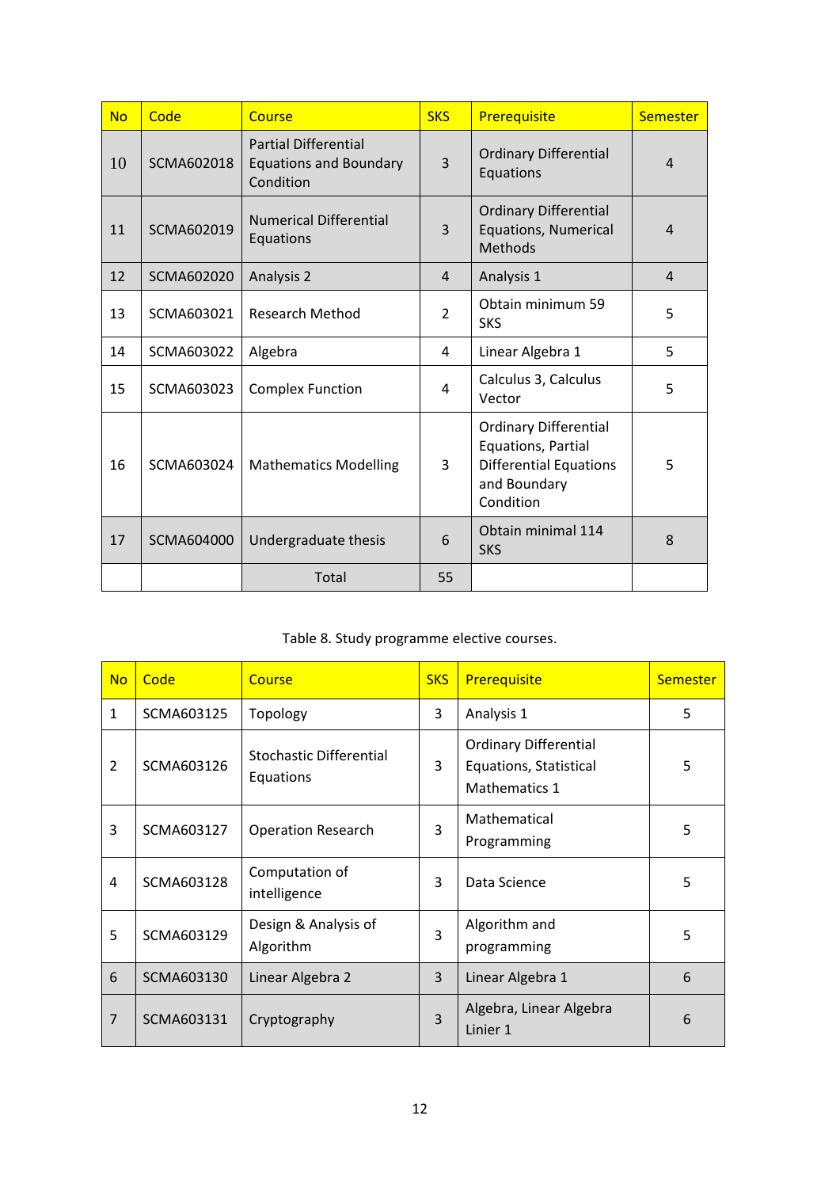| No | Code | Course | SKS | Prerequisite | Semester |
|---|---|---|---|---|---|
| 10 | SCMA602018 | Partial Differential Equations and Boundary Condition | 3 | Ordinary Differential Equations | 4 |
| 11 | SCMA602019 | Numerical Differential Equations | 3 | Ordinary Differential Equations, Numerical Methods | 4 |
| 12 | SCMA602020 | Analysis 2 | 4 | Analysis 1 | 4 |
| 13 | SCMA603021 | Research Method | 2 | Obtain minimum 59 SKS | 5 |
| 14 | SCMA603022 | Algebra | 4 | Linear Algebra 1 | 5 |
| 15 | SCMA603023 | Complex Function | 4 | Calculus 3, Calculus Vector | 5 |
| 16 | SCMA603024 | Mathematics Modelling | 3 | Ordinary Differential Equations, Partial Differential Equations and Boundary Condition | 5 |
| 17 | SCMA604000 | Undergraduate thesis | 6 | Obtain minimal 114 SKS | 8 |
| | | Total | 55 | | |

Table 8. Study programme elective courses.

| No | Code | Course | SKS | Prerequisite | Semester |
|---|---|---|---|---|---|
| 1 | SCMA603125 | Topology | 3 | Analysis 1 | 5 |
| 2 | SCMA603126 | Stochastic Differential Equations | 3 | Ordinary Differential Equations, Statistical Mathematics 1 | 5 |
| 3 | SCMA603127 | Operation Research | 3 | Mathematical Programming | 5 |
| 4 | SCMA603128 | Computation of intelligence | 3 | Data Science | 5 |
| 5 | SCMA603129 | Design & Analysis of Algorithm | 3 | Algorithm and programming | 5 |
| 6 | SCMA603130 | Linear Algebra 2 | 3 | Linear Algebra 1 | 6 |
| 7 | SCMA603131 | Cryptography | 3 | Algebra, Linear Algebra Linier 1 | 6 |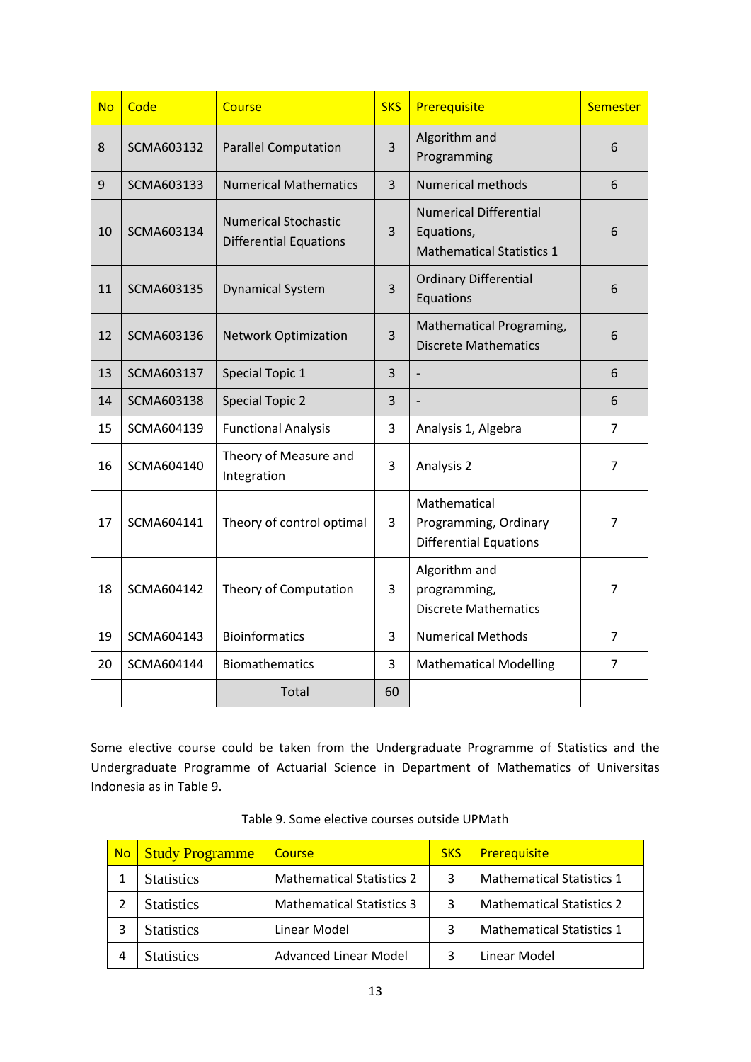| No | Code | Course | SKS | Prerequisite | Semester |
|---|---|---|---|---|---|
| 8 | SCMA603132 | Parallel Computation | 3 | Algorithm and Programming | 6 |
| 9 | SCMA603133 | Numerical Mathematics | 3 | Numerical methods | 6 |
| 10 | SCMA603134 | Numerical Stochastic Differential Equations | 3 | Numerical Differential Equations, Mathematical Statistics 1 | 6 |
| 11 | SCMA603135 | Dynamical System | 3 | Ordinary Differential Equations | 6 |
| 12 | SCMA603136 | Network Optimization | 3 | Mathematical Programing, Discrete Mathematics | 6 |
| 13 | SCMA603137 | Special Topic 1 | 3 | - | 6 |
| 14 | SCMA603138 | Special Topic 2 | 3 | - | 6 |
| 15 | SCMA604139 | Functional Analysis | 3 | Analysis 1, Algebra | 7 |
| 16 | SCMA604140 | Theory of Measure and Integration | 3 | Analysis 2 | 7 |
| 17 | SCMA604141 | Theory of control optimal | 3 | Mathematical Programming, Ordinary Differential Equations | 7 |
| 18 | SCMA604142 | Theory of Computation | 3 | Algorithm and programming, Discrete Mathematics | 7 |
| 19 | SCMA604143 | Bioinformatics | 3 | Numerical Methods | 7 |
| 20 | SCMA604144 | Biomathematics | 3 | Mathematical Modelling | 7 |
| | | Total | 60 | | |

Some elective course could be taken from the Undergraduate Programme of Statistics and the Undergraduate Programme of Actuarial Science in Department of Mathematics of Universitas Indonesia as in Table 9.

Table 9. Some elective courses outside UPMath

| No | Study Programme | Course | SKS | Prerequisite |
|---|---|---|---|---|
| 1 | Statistics | Mathematical Statistics 2 | 3 | Mathematical Statistics 1 |
| 2 | Statistics | Mathematical Statistics 3 | 3 | Mathematical Statistics 2 |
| 3 | Statistics | Linear Model | 3 | Mathematical Statistics 1 |
| 4 | Statistics | Advanced Linear Model | 3 | Linear Model |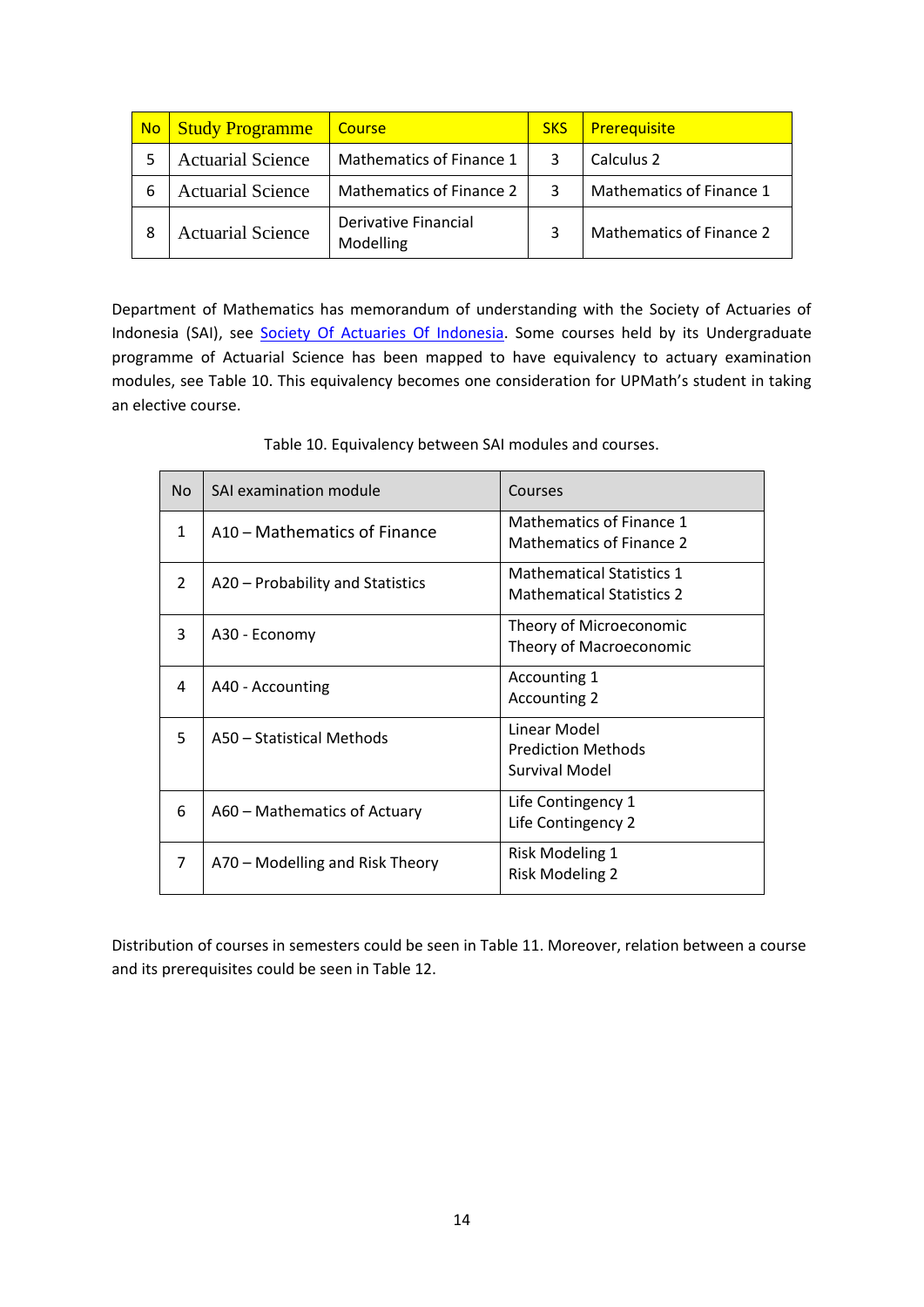| No | Study Programme | Course | SKS | Prerequisite |
|---|---|---|---|---|
| 5 | Actuarial Science | Mathematics of Finance 1 | 3 | Calculus 2 |
| 6 | Actuarial Science | Mathematics of Finance 2 | 3 | Mathematics of Finance 1 |
| 8 | Actuarial Science | Derivative Financial Modelling | 3 | Mathematics of Finance 2 |

Department of Mathematics has memorandum of understanding with the Society of Actuaries of Indonesia (SAI), see Society Of Actuaries Of Indonesia. Some courses held by its Undergraduate programme of Actuarial Science has been mapped to have equivalency to actuary examination modules, see Table 10. This equivalency becomes one consideration for UPMath's student in taking an elective course.

Table 10. Equivalency between SAI modules and courses.

| No | SAI examination module | Courses |
|---|---|---|
| 1 | A10 – Mathematics of Finance | Mathematics of Finance 1<br>Mathematics of Finance 2 |
| 2 | A20 – Probability and Statistics | Mathematical Statistics 1<br>Mathematical Statistics 2 |
| 3 | A30 - Economy | Theory of Microeconomic<br>Theory of Macroeconomic |
| 4 | A40 - Accounting | Accounting 1<br>Accounting 2 |
| 5 | A50 – Statistical Methods | Linear Model<br>Prediction Methods<br>Survival Model |
| 6 | A60 – Mathematics of Actuary | Life Contingency 1<br>Life Contingency 2 |
| 7 | A70 – Modelling and Risk Theory | Risk Modeling 1<br>Risk Modeling 2 |

Distribution of courses in semesters could be seen in Table 11. Moreover, relation between a course and its prerequisites could be seen in Table 12.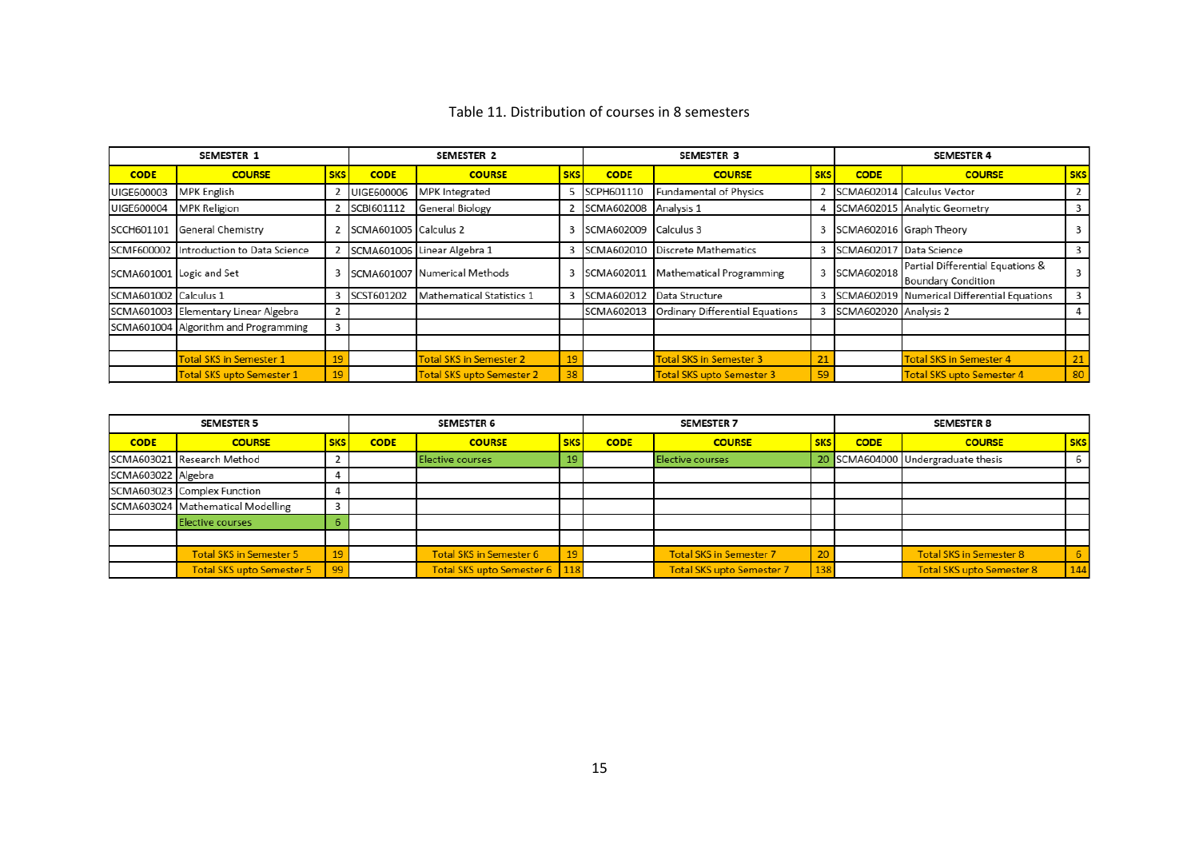Table 11. Distribution of courses in 8 semesters

| SEMESTER 1 | | | SEMESTER 2 | | | SEMESTER 3 | | | SEMESTER 4 | | |
|---|---|---|---|---|---|---|---|---|---|---|---|
| CODE | COURSE | SKS | CODE | COURSE | SKS | CODE | COURSE | SKS | CODE | COURSE | SKS |
| UIGE600003 | MPK English | 2 | UIGE600006 | MPK Integrated | 5 | SCPH601110 | Fundamental of Physics | 2 | SCMA602014 | Calculus Vector | 2 |
| UIGE600004 | MPK Religion | 2 | SCBI601112 | General Biology | 2 | SCMA602008 | Analysis 1 | 4 | SCMA602015 | Analytic Geometry | 3 |
| SCCH601101 | General Chemistry | 2 | SCMA601005 | Calculus 2 | 3 | SCMA602009 | Calculus 3 | 3 | SCMA602016 | Graph Theory | 3 |
| SCMF600002 | Introduction to Data Science | 2 | SCMA601006 | Linear Algebra 1 | 3 | SCMA602010 | Discrete Mathematics | 3 | SCMA602017 | Data Science | 3 |
| SCMA601001 | Logic and Set | 3 | SCMA601007 | Numerical Methods | 3 | SCMA602011 | Mathematical Programming | 3 | SCMA602018 | Partial Differential Equations & Boundary Condition | 3 |
| SCMA601002 | Calculus 1 | 3 | SCST601202 | Mathematical Statistics 1 | 3 | SCMA602012 | Data Structure | 3 | SCMA602019 | Numerical Differential Equations | 3 |
| SCMA601003 | Elementary Linear Algebra | 2 | | | | SCMA602013 | Ordinary Differential Equations | 3 | SCMA602020 | Analysis 2 | 4 |
| SCMA601004 | Algorithm and Programming | 3 | | | | | | | | | |
| | | | | | | | | | | | |
| | Total SKS in Semester 1 | 19 | | Total SKS in Semester 2 | 19 | | Total SKS in Semester 3 | 21 | | Total SKS in Semester 4 | 21 |
| | Total SKS upto Semester 1 | 19 | | Total SKS upto Semester 2 | 38 | | Total SKS upto Semester 3 | 59 | | Total SKS upto Semester 4 | 80 |

| SEMESTER 5 | | | SEMESTER 6 | | | SEMESTER 7 | | | SEMESTER 8 | | |
|---|---|---|---|---|---|---|---|---|---|---|---|
| CODE | COURSE | SKS | CODE | COURSE | SKS | CODE | COURSE | SKS | CODE | COURSE | SKS |
| SCMA603021 | Research Method | 2 | | Elective courses | 19 | | Elective courses | 20 | SCMA604000 | Undergraduate thesis | 6 |
| SCMA603022 | Algebra | 4 | | | | | | | | | |
| SCMA603023 | Complex Function | 4 | | | | | | | | | |
| SCMA603024 | Mathematical Modelling | 3 | | | | | | | | | |
| | Elective courses | 6 | | | | | | | | | |
| | | | | | | | | | | | |
| | Total SKS in Semester 5 | 19 | | Total SKS in Semester 6 | 19 | | Total SKS in Semester 7 | 20 | | Total SKS in Semester 8 | 6 |
| | Total SKS upto Semester 5 | 99 | | Total SKS upto Semester 6 | 118 | | Total SKS upto Semester 7 | 138 | | Total SKS upto Semester 8 | 144 |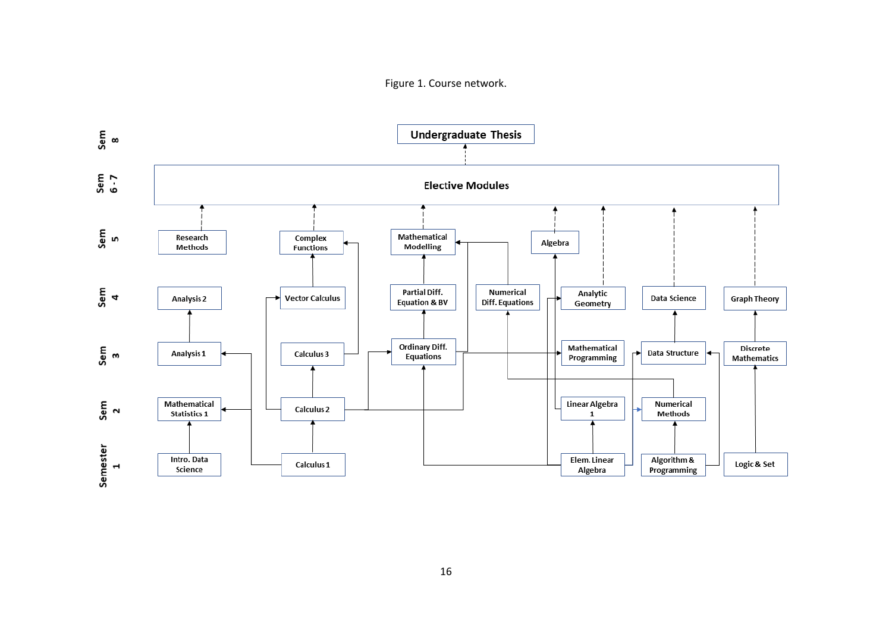Figure 1. Course network.

Sem 8

Undergraduate Thesis

Sem 6 - 7

Elective Modules

Sem 5

Research Methods

Complex Functions

Mathematical Modelling

Algebra

Sem 4

Analysis 2

Vector Calculus

Partial Diff. Equation & BV

Numerical Diff. Equations

Analytic Geometry

Data Science

Graph Theory

Sem 3

Analysis 1

Calculus 3

Ordinary Diff. Equations

Mathematical Programming

Data Structure

Discrete Mathematics

Sem 2

Mathematical Statistics 1

Calculus 2

Linear Algebra 1

Numerical Methods

Semester 1

Intro. Data Science

Calculus 1

Elem. Linear Algebra

Algorithm & Programming

Logic & Set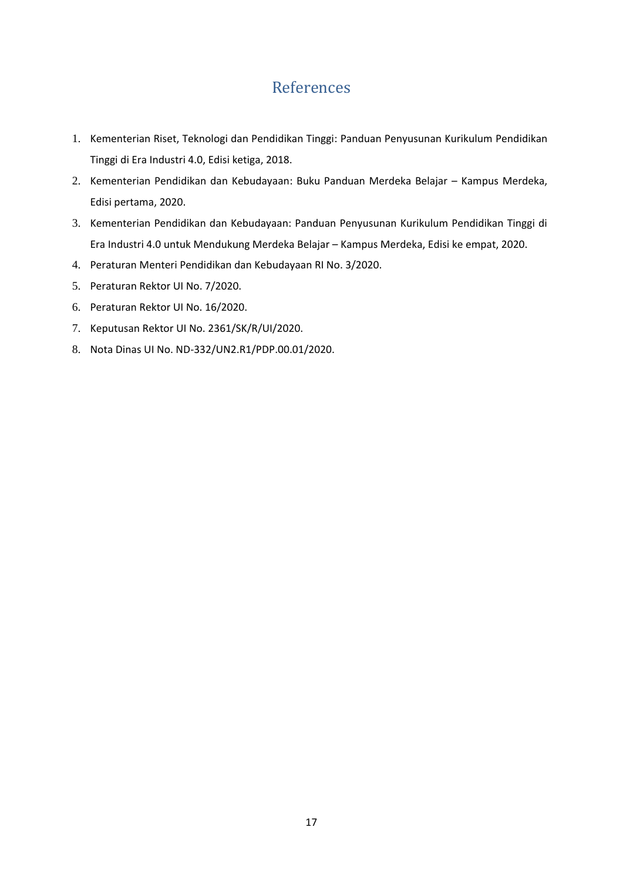# References

1. Kementerian Riset, Teknologi dan Pendidikan Tinggi: Panduan Penyusunan Kurikulum Pendidikan Tinggi di Era Industri 4.0, Edisi ketiga, 2018.
2. Kementerian Pendidikan dan Kebudayaan: Buku Panduan Merdeka Belajar – Kampus Merdeka, Edisi pertama, 2020.
3. Kementerian Pendidikan dan Kebudayaan: Panduan Penyusunan Kurikulum Pendidikan Tinggi di Era Industri 4.0 untuk Mendukung Merdeka Belajar – Kampus Merdeka, Edisi ke empat, 2020.
4. Peraturan Menteri Pendidikan dan Kebudayaan RI No. 3/2020.
5. Peraturan Rektor UI No. 7/2020.
6. Peraturan Rektor UI No. 16/2020.
7. Keputusan Rektor UI No. 2361/SK/R/UI/2020.
8. Nota Dinas UI No. ND-332/UN2.R1/PDP.00.01/2020.